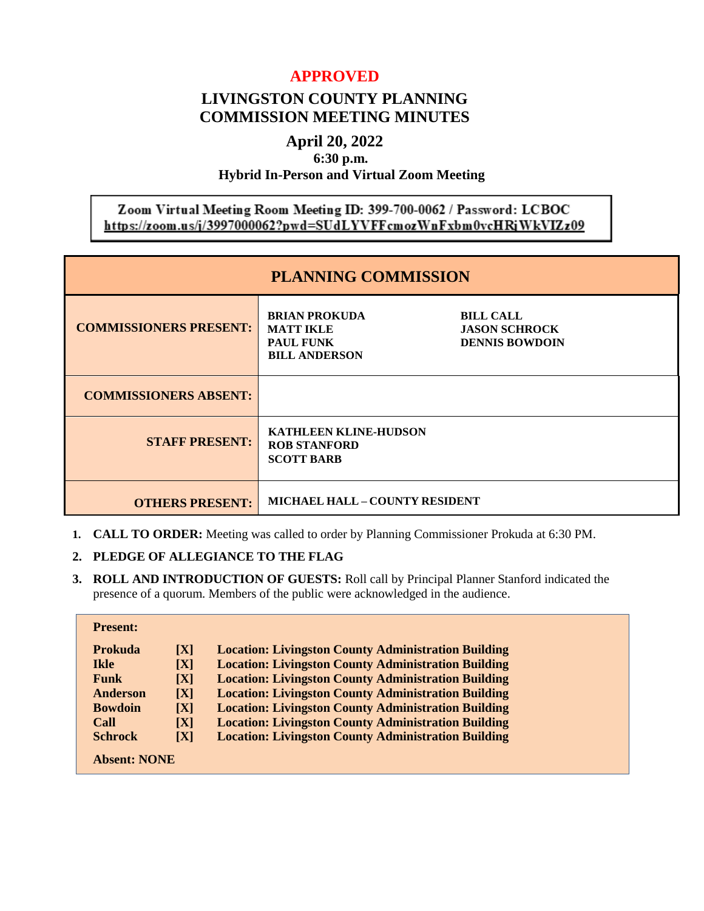**APPROVED**

# LIVINGSTON COUNTY PLANNING COMMISSION MEETING MINUTES

## April 20, 2022

**6:30 p.m.**

**Hybrid In-Person and Virtual Zoom Meeting**

**Zoom Virtual Meeting Room Meeting ID: 399-700-0062 / Password: LCBOC**
https://zoom.us/j/3997000062?pwd=SUdLYVFFcmozWnFxbm0vcHRjWkVIZz09

| PLANNING COMMISSION | |
|---|---|
| **COMMISSIONERS PRESENT:** | **BRIAN PROKUDA, MATT IKLE, PAUL FUNK, BILL ANDERSON, BILL CALL, JASON SCHROCK, DENNIS BOWDOIN** |
| **COMMISSIONERS ABSENT:** | |
| **STAFF PRESENT:** | **KATHLEEN KLINE-HUDSON, ROB STANFORD, SCOTT BARB** |
| **OTHERS PRESENT:** | **MICHAEL HALL – COUNTY RESIDENT** |

1. **CALL TO ORDER:** Meeting was called to order by Planning Commissioner Prokuda at 6:30 PM.
2. **PLEDGE OF ALLEGIANCE TO THE FLAG**
3. **ROLL AND INTRODUCTION OF GUESTS:** Roll call by Principal Planner Stanford indicated the presence of a quorum. Members of the public were acknowledged in the audience.

**Present:**

| | | |
|---|---|---|
| **Prokuda** | **[X]** | **Location: Livingston County Administration Building** |
| **Ikle** | **[X]** | **Location: Livingston County Administration Building** |
| **Funk** | **[X]** | **Location: Livingston County Administration Building** |
| **Anderson** | **[X]** | **Location: Livingston County Administration Building** |
| **Bowdoin** | **[X]** | **Location: Livingston County Administration Building** |
| **Call** | **[X]** | **Location: Livingston County Administration Building** |
| **Schrock** | **[X]** | **Location: Livingston County Administration Building** |

**Absent: NONE**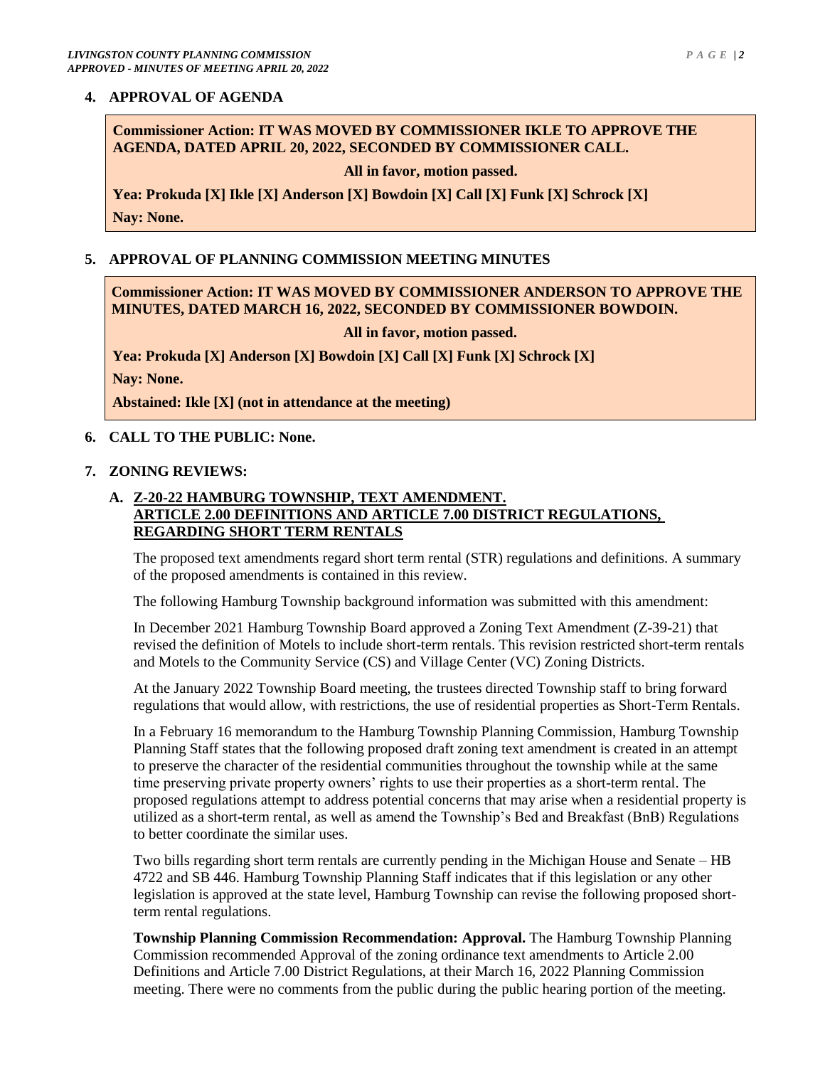## 4. APPROVAL OF AGENDA

**Commissioner Action: IT WAS MOVED BY COMMISSIONER IKLE TO APPROVE THE AGENDA, DATED APRIL 20, 2022, SECONDED BY COMMISSIONER CALL.**

**All in favor, motion passed.**

**Yea: Prokuda [X] Ikle [X] Anderson [X] Bowdoin [X] Call [X] Funk [X] Schrock [X]**

**Nay: None.**

## 5. APPROVAL OF PLANNING COMMISSION MEETING MINUTES

**Commissioner Action: IT WAS MOVED BY COMMISSIONER ANDERSON TO APPROVE THE MINUTES, DATED MARCH 16, 2022, SECONDED BY COMMISSIONER BOWDOIN.**

**All in favor, motion passed.**

**Yea: Prokuda [X] Anderson [X] Bowdoin [X] Call [X] Funk [X] Schrock [X]**

**Nay: None.**

**Abstained: Ikle [X] (not in attendance at the meeting)**

## 6. CALL TO THE PUBLIC: None.

## 7. ZONING REVIEWS:

### A. Z-20-22 HAMBURG TOWNSHIP, TEXT AMENDMENT. ARTICLE 2.00 DEFINITIONS AND ARTICLE 7.00 DISTRICT REGULATIONS, REGARDING SHORT TERM RENTALS

The proposed text amendments regard short term rental (STR) regulations and definitions. A summary of the proposed amendments is contained in this review.

The following Hamburg Township background information was submitted with this amendment:

In December 2021 Hamburg Township Board approved a Zoning Text Amendment (Z-39-21) that revised the definition of Motels to include short-term rentals. This revision restricted short-term rentals and Motels to the Community Service (CS) and Village Center (VC) Zoning Districts.

At the January 2022 Township Board meeting, the trustees directed Township staff to bring forward regulations that would allow, with restrictions, the use of residential properties as Short-Term Rentals.

In a February 16 memorandum to the Hamburg Township Planning Commission, Hamburg Township Planning Staff states that the following proposed draft zoning text amendment is created in an attempt to preserve the character of the residential communities throughout the township while at the same time preserving private property owners' rights to use their properties as a short-term rental. The proposed regulations attempt to address potential concerns that may arise when a residential property is utilized as a short-term rental, as well as amend the Township's Bed and Breakfast (BnB) Regulations to better coordinate the similar uses.

Two bills regarding short term rentals are currently pending in the Michigan House and Senate – HB 4722 and SB 446. Hamburg Township Planning Staff indicates that if this legislation or any other legislation is approved at the state level, Hamburg Township can revise the following proposed short-term rental regulations.

**Township Planning Commission Recommendation: Approval.** The Hamburg Township Planning Commission recommended Approval of the zoning ordinance text amendments to Article 2.00 Definitions and Article 7.00 District Regulations, at their March 16, 2022 Planning Commission meeting. There were no comments from the public during the public hearing portion of the meeting.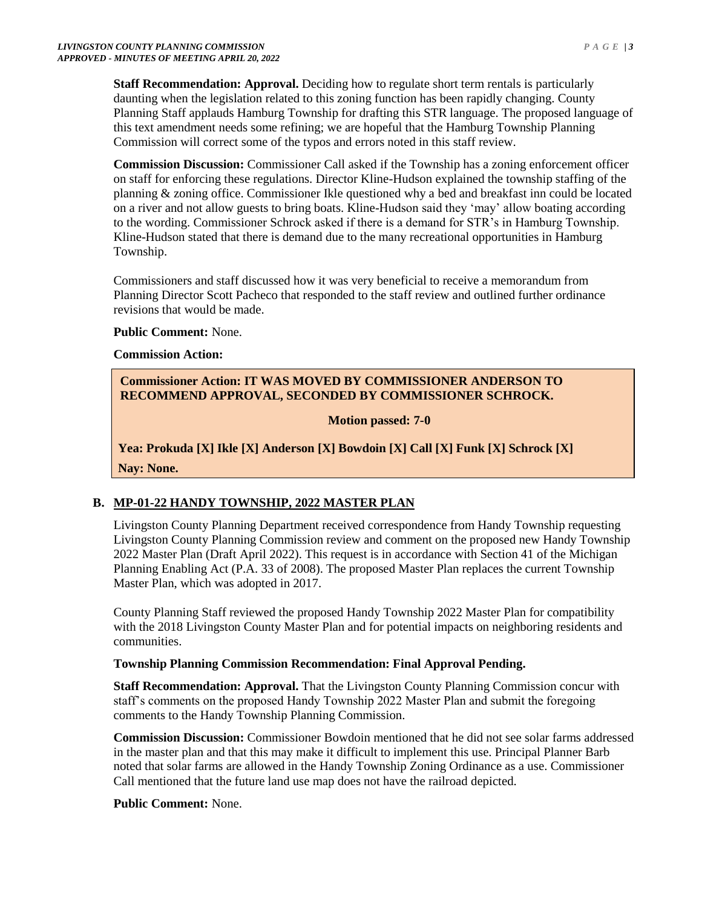**Staff Recommendation: Approval.** Deciding how to regulate short term rentals is particularly daunting when the legislation related to this zoning function has been rapidly changing. County Planning Staff applauds Hamburg Township for drafting this STR language. The proposed language of this text amendment needs some refining; we are hopeful that the Hamburg Township Planning Commission will correct some of the typos and errors noted in this staff review.

**Commission Discussion:** Commissioner Call asked if the Township has a zoning enforcement officer on staff for enforcing these regulations. Director Kline-Hudson explained the township staffing of the planning & zoning office. Commissioner Ikle questioned why a bed and breakfast inn could be located on a river and not allow guests to bring boats. Kline-Hudson said they 'may' allow boating according to the wording. Commissioner Schrock asked if there is a demand for STR's in Hamburg Township. Kline-Hudson stated that there is demand due to the many recreational opportunities in Hamburg Township.

Commissioners and staff discussed how it was very beneficial to receive a memorandum from Planning Director Scott Pacheco that responded to the staff review and outlined further ordinance revisions that would be made.

**Public Comment:** None.

**Commission Action:**

**Commissioner Action: IT WAS MOVED BY COMMISSIONER ANDERSON TO RECOMMEND APPROVAL, SECONDED BY COMMISSIONER SCHROCK.**

**Motion passed: 7-0**

**Yea: Prokuda [X] Ikle [X] Anderson [X] Bowdoin [X] Call [X] Funk [X] Schrock [X]**

**Nay: None.**

## B. MP-01-22 HANDY TOWNSHIP, 2022 MASTER PLAN

Livingston County Planning Department received correspondence from Handy Township requesting Livingston County Planning Commission review and comment on the proposed new Handy Township 2022 Master Plan (Draft April 2022). This request is in accordance with Section 41 of the Michigan Planning Enabling Act (P.A. 33 of 2008). The proposed Master Plan replaces the current Township Master Plan, which was adopted in 2017.

County Planning Staff reviewed the proposed Handy Township 2022 Master Plan for compatibility with the 2018 Livingston County Master Plan and for potential impacts on neighboring residents and communities.

**Township Planning Commission Recommendation: Final Approval Pending.**

**Staff Recommendation: Approval.** That the Livingston County Planning Commission concur with staff's comments on the proposed Handy Township 2022 Master Plan and submit the foregoing comments to the Handy Township Planning Commission.

**Commission Discussion:** Commissioner Bowdoin mentioned that he did not see solar farms addressed in the master plan and that this may make it difficult to implement this use. Principal Planner Barb noted that solar farms are allowed in the Handy Township Zoning Ordinance as a use. Commissioner Call mentioned that the future land use map does not have the railroad depicted.

**Public Comment:** None.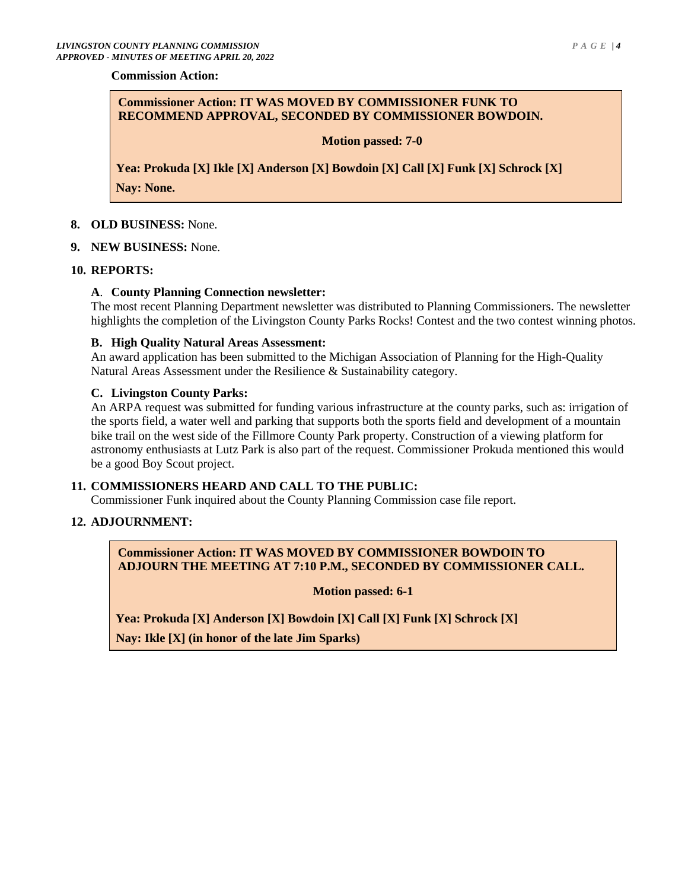**Commission Action:**

**Commissioner Action: IT WAS MOVED BY COMMISSIONER FUNK TO RECOMMEND APPROVAL, SECONDED BY COMMISSIONER BOWDOIN.**

**Motion passed: 7-0**

**Yea: Prokuda [X] Ikle [X] Anderson [X] Bowdoin [X] Call [X] Funk [X] Schrock [X]**

**Nay: None.**

8. **OLD BUSINESS:** None.

9. **NEW BUSINESS:** None.

10. **REPORTS:**

**A. County Planning Connection newsletter:**
The most recent Planning Department newsletter was distributed to Planning Commissioners. The newsletter highlights the completion of the Livingston County Parks Rocks! Contest and the two contest winning photos.

**B. High Quality Natural Areas Assessment:**
An award application has been submitted to the Michigan Association of Planning for the High-Quality Natural Areas Assessment under the Resilience & Sustainability category.

**C. Livingston County Parks:**
An ARPA request was submitted for funding various infrastructure at the county parks, such as: irrigation of the sports field, a water well and parking that supports both the sports field and development of a mountain bike trail on the west side of the Fillmore County Park property. Construction of a viewing platform for astronomy enthusiasts at Lutz Park is also part of the request. Commissioner Prokuda mentioned this would be a good Boy Scout project.

11. **COMMISSIONERS HEARD AND CALL TO THE PUBLIC:**
Commissioner Funk inquired about the County Planning Commission case file report.

12. **ADJOURNMENT:**

**Commissioner Action: IT WAS MOVED BY COMMISSIONER BOWDOIN TO ADJOURN THE MEETING AT 7:10 P.M., SECONDED BY COMMISSIONER CALL.**

**Motion passed: 6-1**

**Yea: Prokuda [X] Anderson [X] Bowdoin [X] Call [X] Funk [X] Schrock [X]**

**Nay: Ikle [X] (in honor of the late Jim Sparks)**